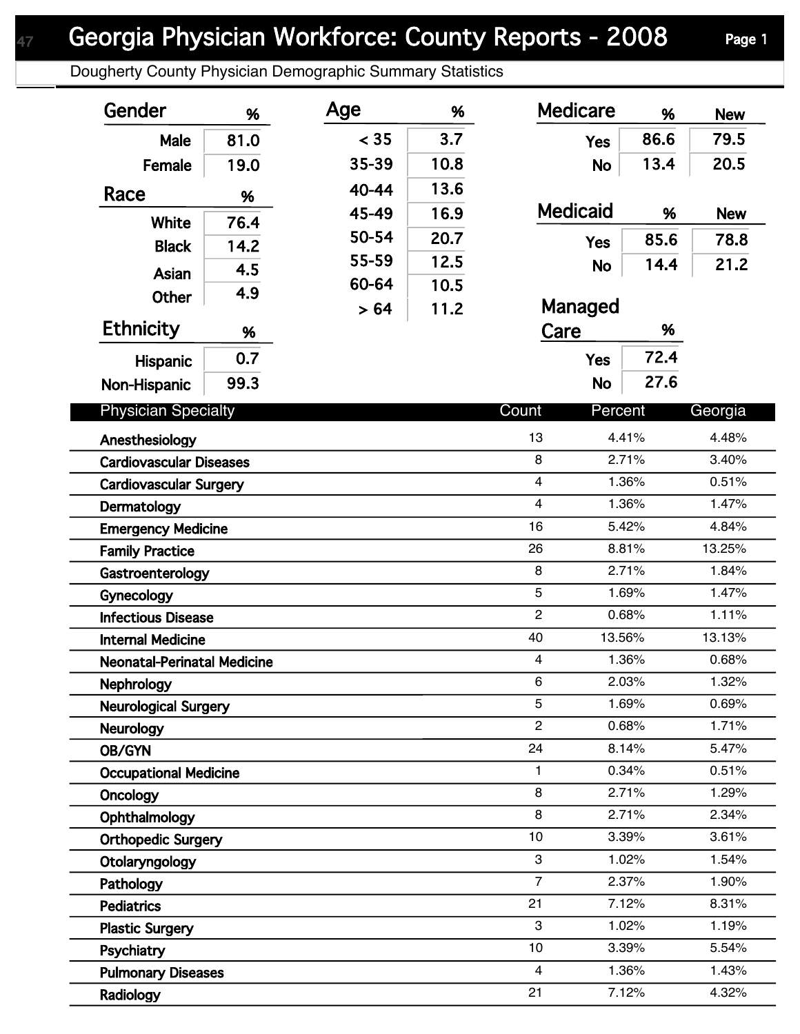# Georgia Physician Workforce: County Reports - 2008

## Dougherty County Physician Demographic Summary Statistics

### Gender

| Gender | % |
|---|---|
| Male | 81.0 |
| Female | 19.0 |

### Race

| Race | % |
|---|---|
| White | 76.4 |
| Black | 14.2 |
| Asian | 4.5 |
| Other | 4.9 |

### Ethnicity

| Ethnicity | % |
|---|---|
| Hispanic | 0.7 |
| Non-Hispanic | 99.3 |

### Age

| Age | % |
|---|---|
| < 35 | 3.7 |
| 35-39 | 10.8 |
| 40-44 | 13.6 |
| 45-49 | 16.9 |
| 50-54 | 20.7 |
| 55-59 | 12.5 |
| 60-64 | 10.5 |
| > 64 | 11.2 |

### Medicare

| Medicare | % | New |
|---|---|---|
| Yes | 86.6 | 79.5 |
| No | 13.4 | 20.5 |

### Medicaid

| Medicaid | % | New |
|---|---|---|
| Yes | 85.6 | 78.8 |
| No | 14.4 | 21.2 |

### Managed Care

| Managed Care | % |
|---|---|
| Yes | 72.4 |
| No | 27.6 |

### Physician Specialty

| Physician Specialty | Count | Percent | Georgia |
|---|---|---|---|
| Anesthesiology | 13 | 4.41% | 4.48% |
| Cardiovascular Diseases | 8 | 2.71% | 3.40% |
| Cardiovascular Surgery | 4 | 1.36% | 0.51% |
| Dermatology | 4 | 1.36% | 1.47% |
| Emergency Medicine | 16 | 5.42% | 4.84% |
| Family Practice | 26 | 8.81% | 13.25% |
| Gastroenterology | 8 | 2.71% | 1.84% |
| Gynecology | 5 | 1.69% | 1.47% |
| Infectious Disease | 2 | 0.68% | 1.11% |
| Internal Medicine | 40 | 13.56% | 13.13% |
| Neonatal-Perinatal Medicine | 4 | 1.36% | 0.68% |
| Nephrology | 6 | 2.03% | 1.32% |
| Neurological Surgery | 5 | 1.69% | 0.69% |
| Neurology | 2 | 0.68% | 1.71% |
| OB/GYN | 24 | 8.14% | 5.47% |
| Occupational Medicine | 1 | 0.34% | 0.51% |
| Oncology | 8 | 2.71% | 1.29% |
| Ophthalmology | 8 | 2.71% | 2.34% |
| Orthopedic Surgery | 10 | 3.39% | 3.61% |
| Otolaryngology | 3 | 1.02% | 1.54% |
| Pathology | 7 | 2.37% | 1.90% |
| Pediatrics | 21 | 7.12% | 8.31% |
| Plastic Surgery | 3 | 1.02% | 1.19% |
| Psychiatry | 10 | 3.39% | 5.54% |
| Pulmonary Diseases | 4 | 1.36% | 1.43% |
| Radiology | 21 | 7.12% | 4.32% |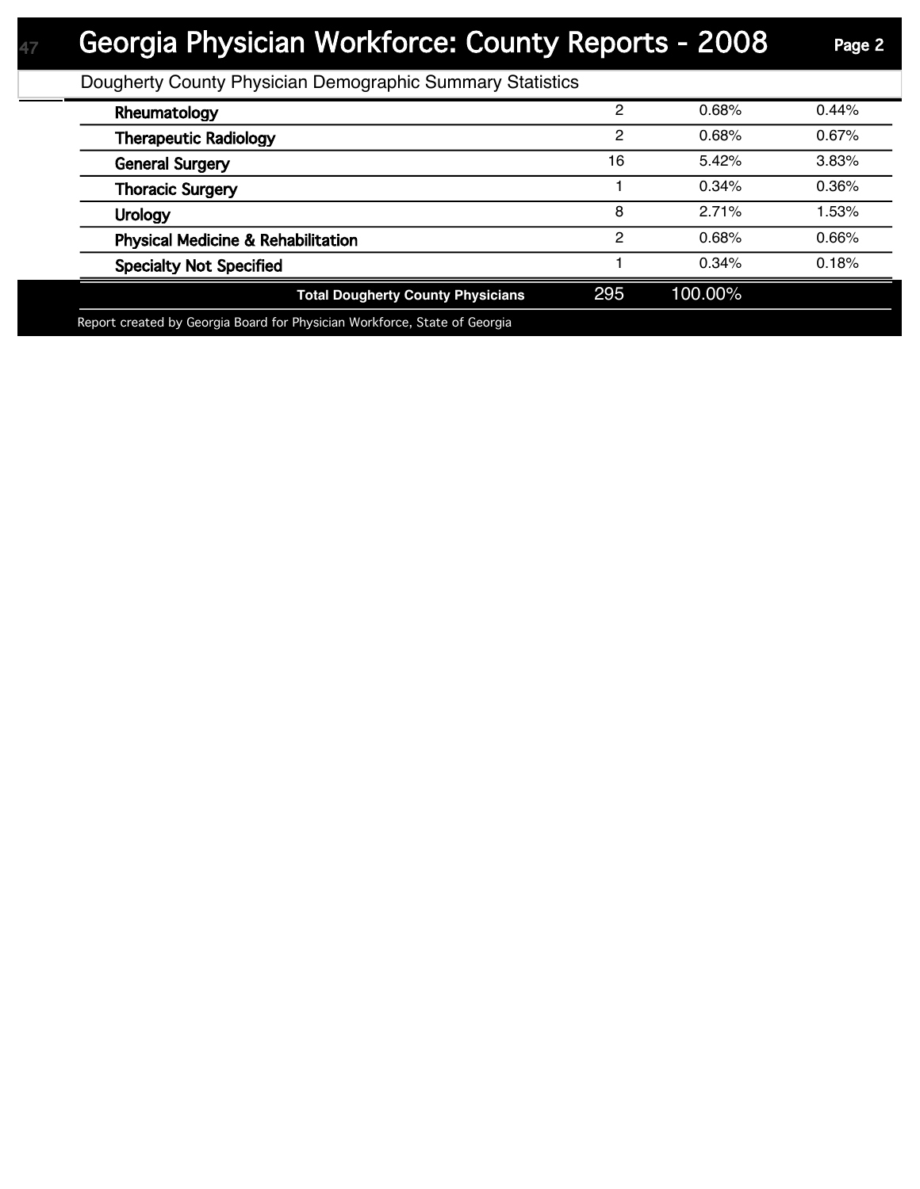Dougherty County Physician Demographic Summary Statistics

| | | | |
|---|---|---|---|
| **Rheumatology** | 2 | 0.68% | 0.44% |
| **Therapeutic Radiology** | 2 | 0.68% | 0.67% |
| **General Surgery** | 16 | 5.42% | 3.83% |
| **Thoracic Surgery** | 1 | 0.34% | 0.36% |
| **Urology** | 8 | 2.71% | 1.53% |
| **Physical Medicine & Rehabilitation** | 2 | 0.68% | 0.66% |
| **Specialty Not Specified** | 1 | 0.34% | 0.18% |
| **Total Dougherty County Physicians** | 295 | 100.00% | |

Report created by Georgia Board for Physician Workforce, State of Georgia